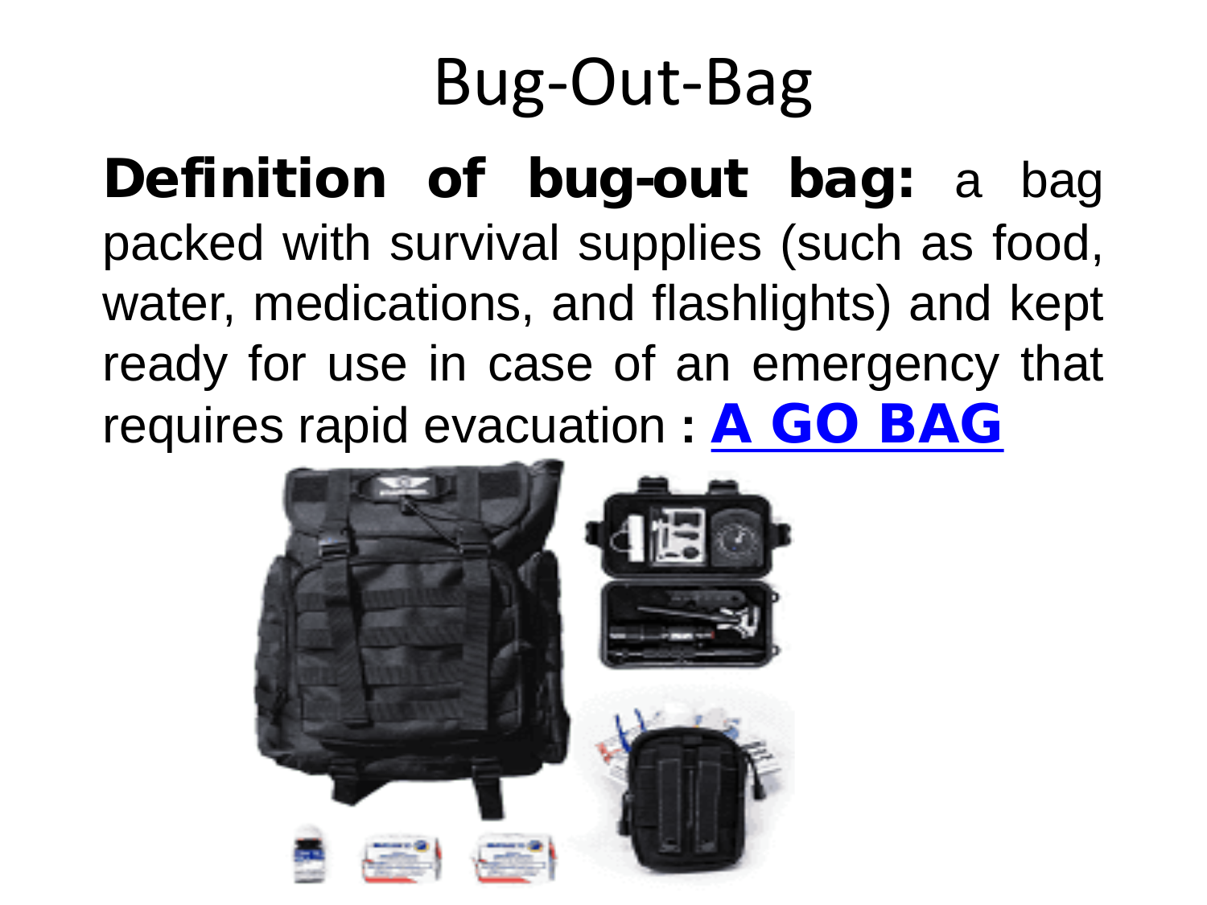# Bug-Out-Bag

**Definition of bug-out bag:** a bag packed with survival supplies (such as food, water, medications, and flashlights) and kept ready for use in case of an emergency that requires rapid evacuation **: A GO BAG**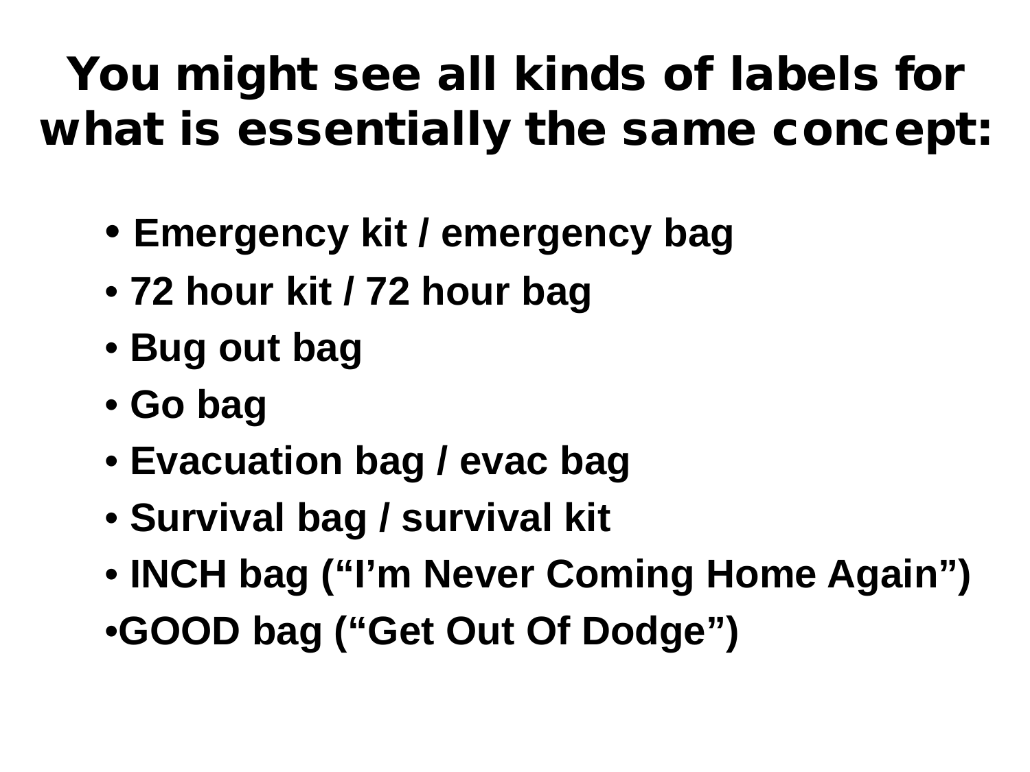# You might see all kinds of labels for what is essentially the same concept:

- **Emergency kit / emergency bag**
- **72 hour kit / 72 hour bag**
- **Bug out bag**
- **Go bag**
- **Evacuation bag / evac bag**
- **Survival bag / survival kit**
- **INCH bag ("I'm Never Coming Home Again")**
- **GOOD bag ("Get Out Of Dodge")**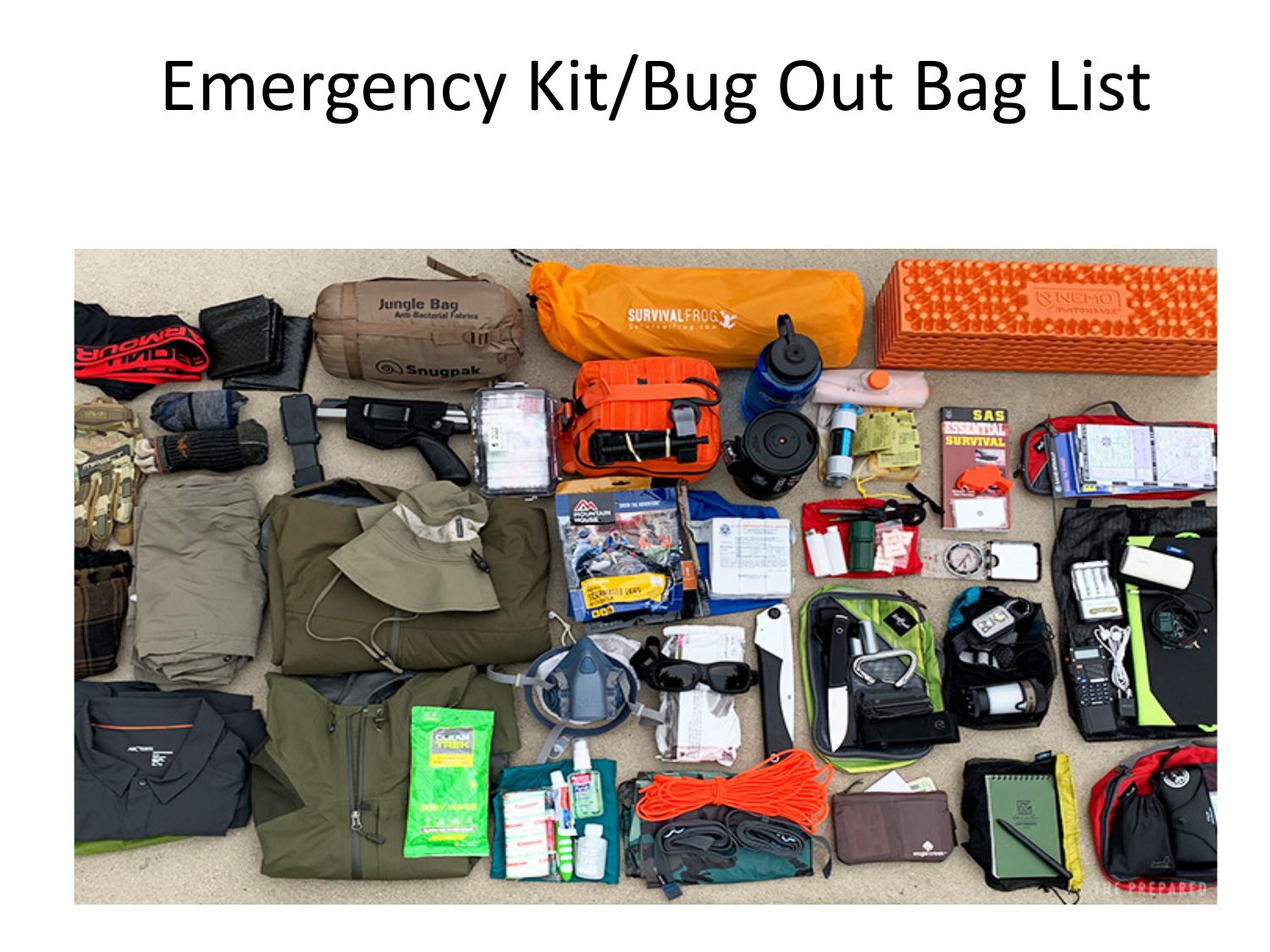# Emergency Kit/Bug Out Bag List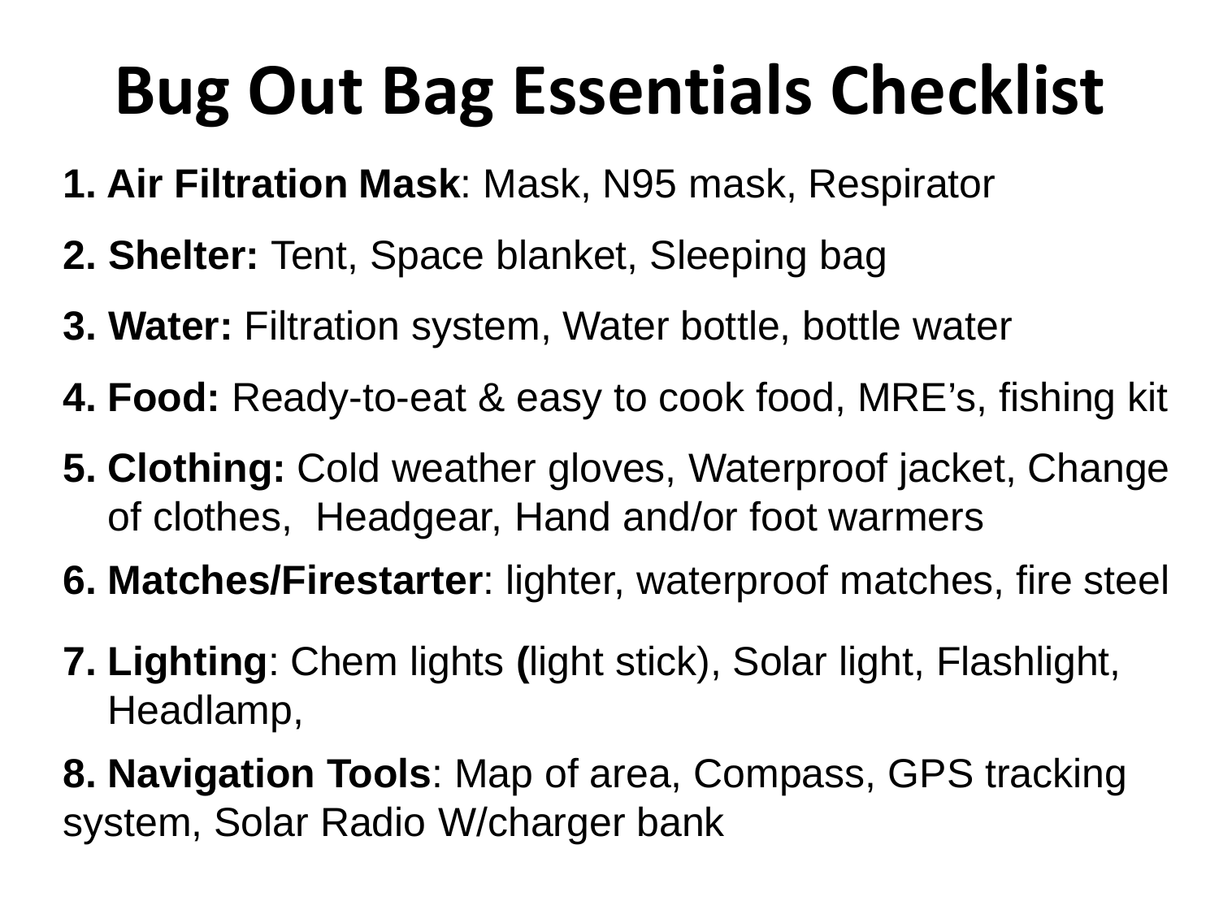# Bug Out Bag Essentials Checklist

1. **Air Filtration Mask**: Mask, N95 mask, Respirator
2. **Shelter:** Tent, Space blanket, Sleeping bag
3. **Water:** Filtration system, Water bottle, bottle water
4. **Food:** Ready-to-eat & easy to cook food, MRE's, fishing kit
5. **Clothing:** Cold weather gloves, Waterproof jacket, Change of clothes, Headgear, Hand and/or foot warmers
6. **Matches/Firestarter**: lighter, waterproof matches, fire steel
7. **Lighting**: Chem lights **(**light stick), Solar light, Flashlight, Headlamp,
8. **Navigation Tools**: Map of area, Compass, GPS tracking system, Solar Radio W/charger bank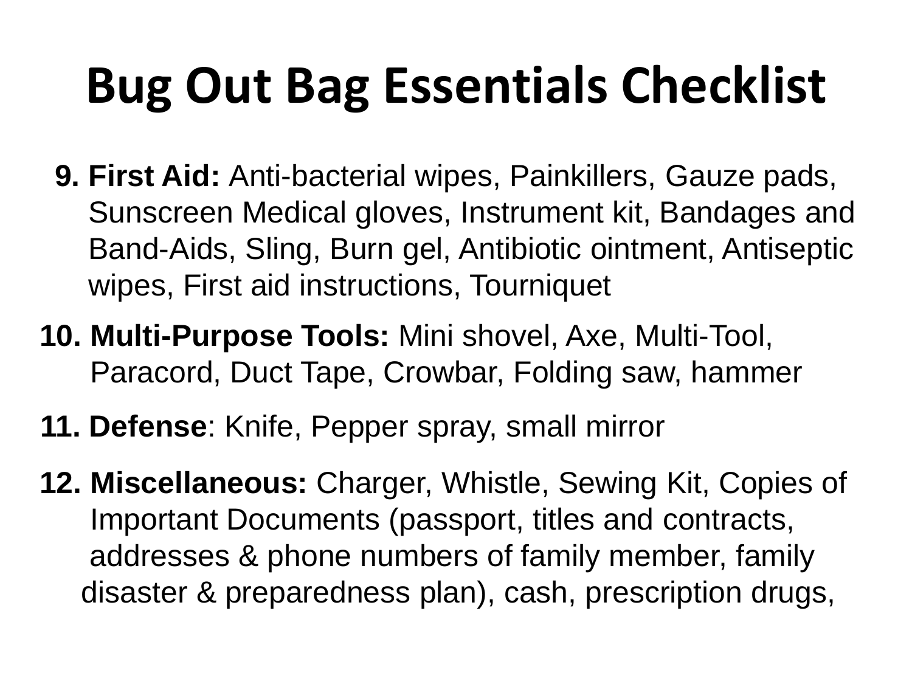# Bug Out Bag Essentials Checklist

9. **First Aid:** Anti-bacterial wipes, Painkillers, Gauze pads, Sunscreen Medical gloves, Instrument kit, Bandages and Band-Aids, Sling, Burn gel, Antibiotic ointment, Antiseptic wipes, First aid instructions, Tourniquet
10. **Multi-Purpose Tools:** Mini shovel, Axe, Multi-Tool, Paracord, Duct Tape, Crowbar, Folding saw, hammer
11. **Defense**: Knife, Pepper spray, small mirror
12. **Miscellaneous:** Charger, Whistle, Sewing Kit, Copies of Important Documents (passport, titles and contracts, addresses & phone numbers of family member, family disaster & preparedness plan), cash, prescription drugs,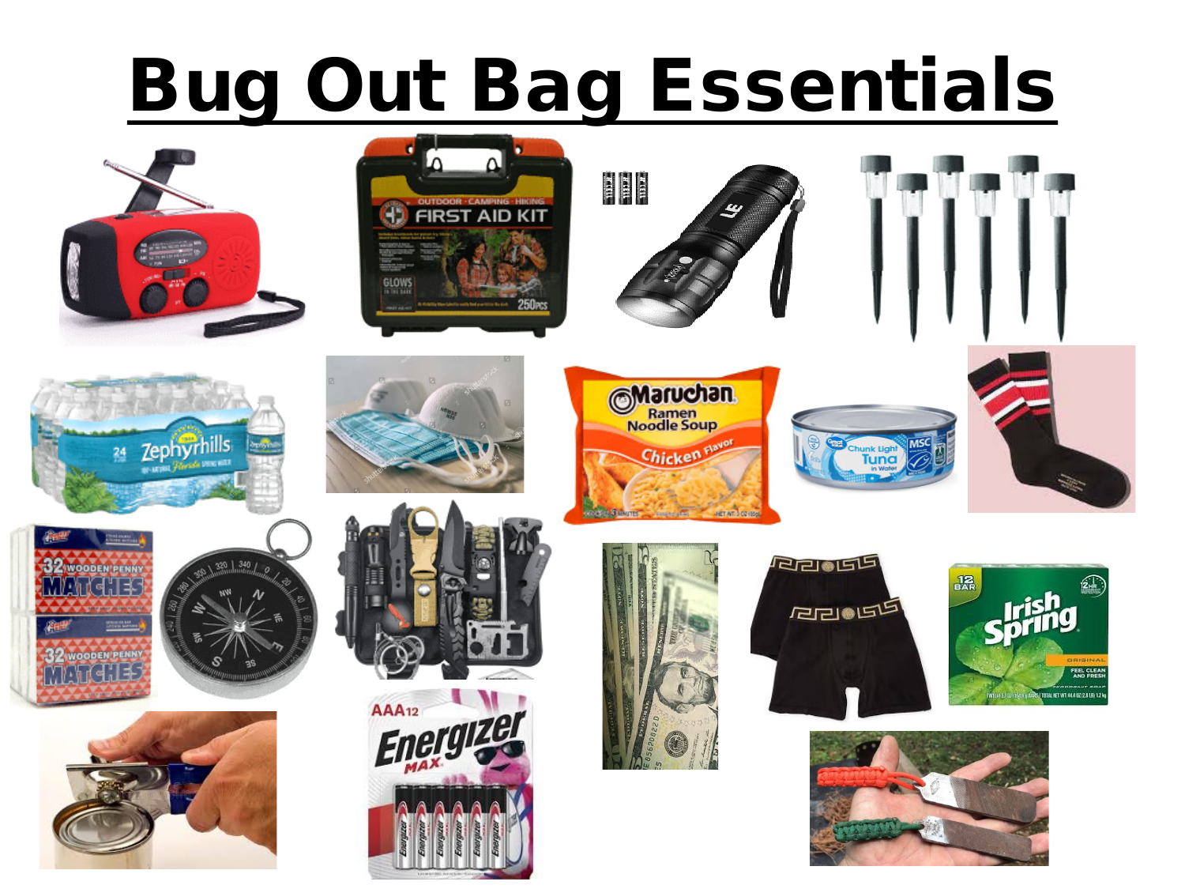# Bug Out Bag Essentials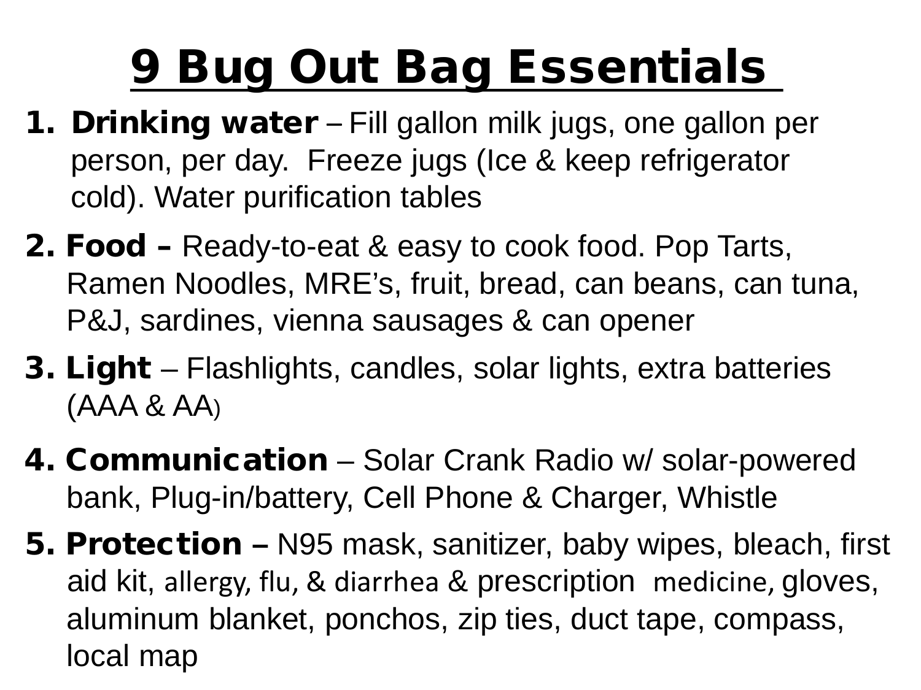# 9 Bug Out Bag Essentials

1. **Drinking water** – Fill gallon milk jugs, one gallon per person, per day. Freeze jugs (Ice & keep refrigerator cold). Water purification tables
2. **Food –** Ready-to-eat & easy to cook food. Pop Tarts, Ramen Noodles, MRE's, fruit, bread, can beans, can tuna, P&J, sardines, vienna sausages & can opener
3. **Light** – Flashlights, candles, solar lights, extra batteries (AAA & AA)
4. **Communication** – Solar Crank Radio w/ solar-powered bank, Plug-in/battery, Cell Phone & Charger, Whistle
5. **Protection –** N95 mask, sanitizer, baby wipes, bleach, first aid kit, allergy, flu, & diarrhea & prescription medicine, gloves, aluminum blanket, ponchos, zip ties, duct tape, compass, local map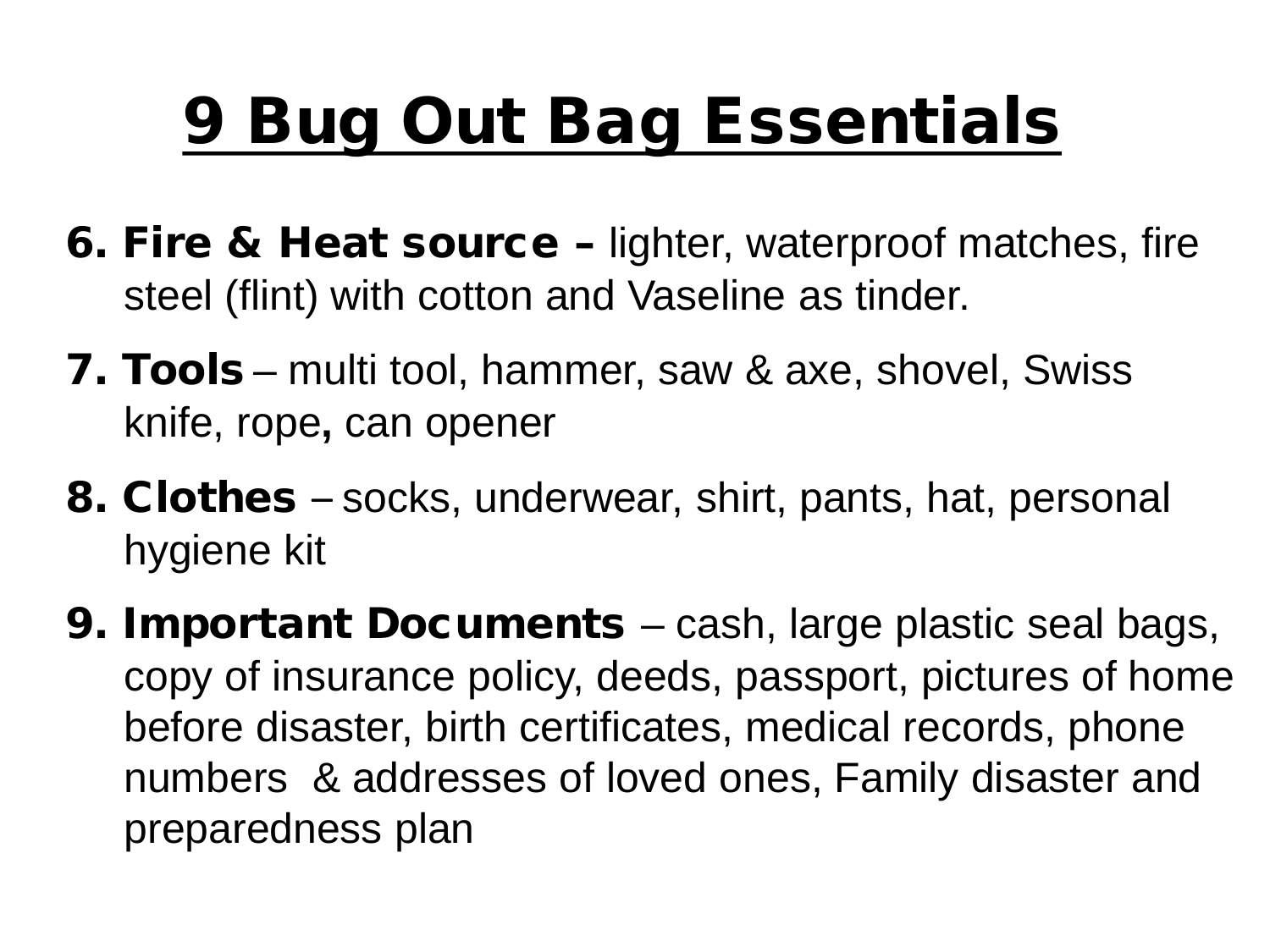# 9 Bug Out Bag Essentials

6. **Fire & Heat source –** lighter, waterproof matches, fire steel (flint) with cotton and Vaseline as tinder.
7. **Tools** – multi tool, hammer, saw & axe, shovel, Swiss knife, rope**,** can opener
8. **Clothes** – socks, underwear, shirt, pants, hat, personal hygiene kit
9. **Important Documents** – cash, large plastic seal bags, copy of insurance policy, deeds, passport, pictures of home before disaster, birth certificates, medical records, phone numbers & addresses of loved ones, Family disaster and preparedness plan